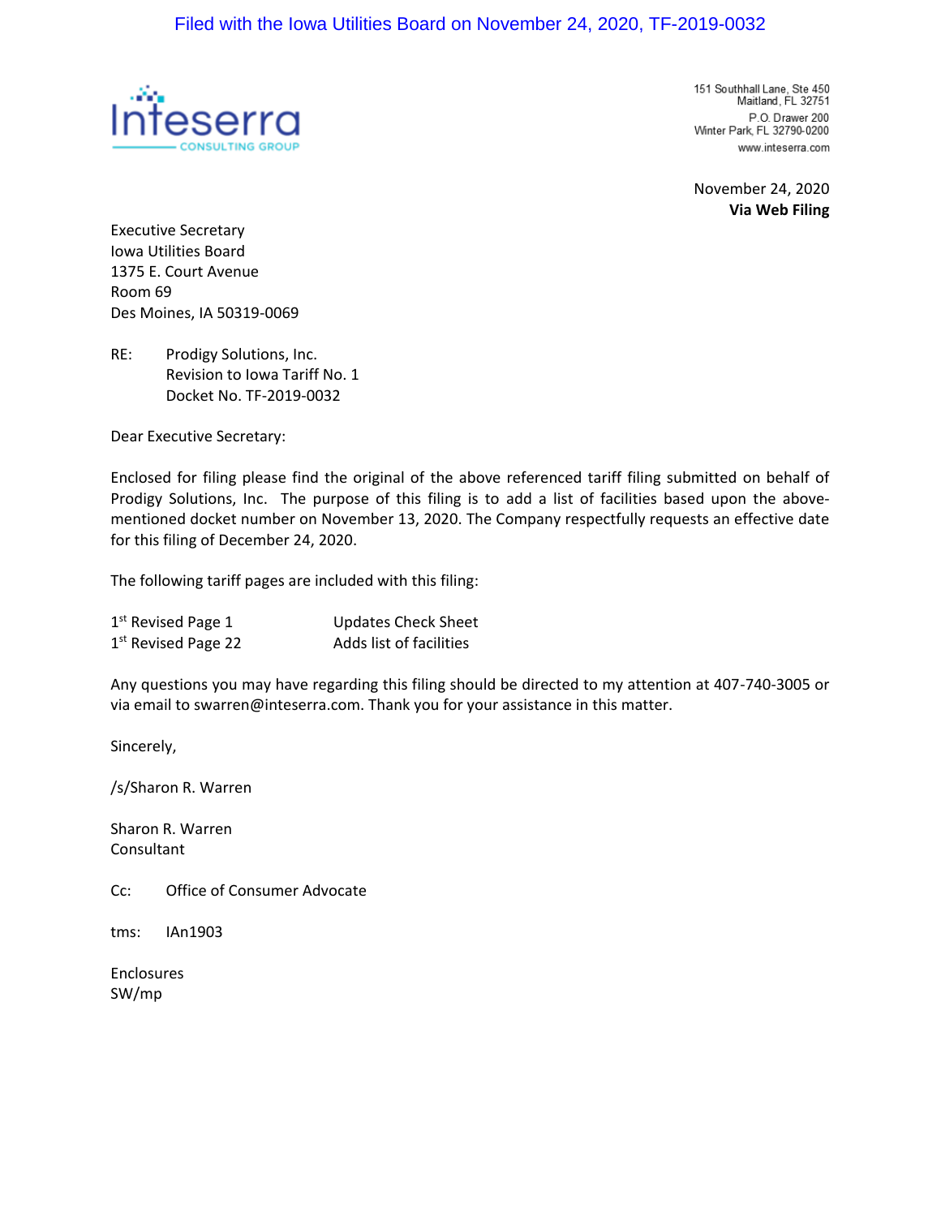Filed with the Iowa Utilities Board on November 24, 2020, TF-2019-0032

Inteserra
CONSULTING GROUP

151 Southhall Lane, Ste 450
Maitland, FL 32751
P.O. Drawer 200
Winter Park, FL 32790-0200
www.inteserra.com

November 24, 2020
**Via Web Filing**

Executive Secretary
Iowa Utilities Board
1375 E. Court Avenue
Room 69
Des Moines, IA 50319-0069

RE: Prodigy Solutions, Inc.
Revision to Iowa Tariff No. 1
Docket No. TF-2019-0032

Dear Executive Secretary:

Enclosed for filing please find the original of the above referenced tariff filing submitted on behalf of Prodigy Solutions, Inc. The purpose of this filing is to add a list of facilities based upon the above-mentioned docket number on November 13, 2020. The Company respectfully requests an effective date for this filing of December 24, 2020.

The following tariff pages are included with this filing:

| | |
|---|---|
| 1st Revised Page 1 | Updates Check Sheet |
| 1st Revised Page 22 | Adds list of facilities |

Any questions you may have regarding this filing should be directed to my attention at 407-740-3005 or via email to swarren@inteserra.com. Thank you for your assistance in this matter.

Sincerely,

/s/Sharon R. Warren

Sharon R. Warren
Consultant

Cc: Office of Consumer Advocate

tms: IAn1903

Enclosures
SW/mp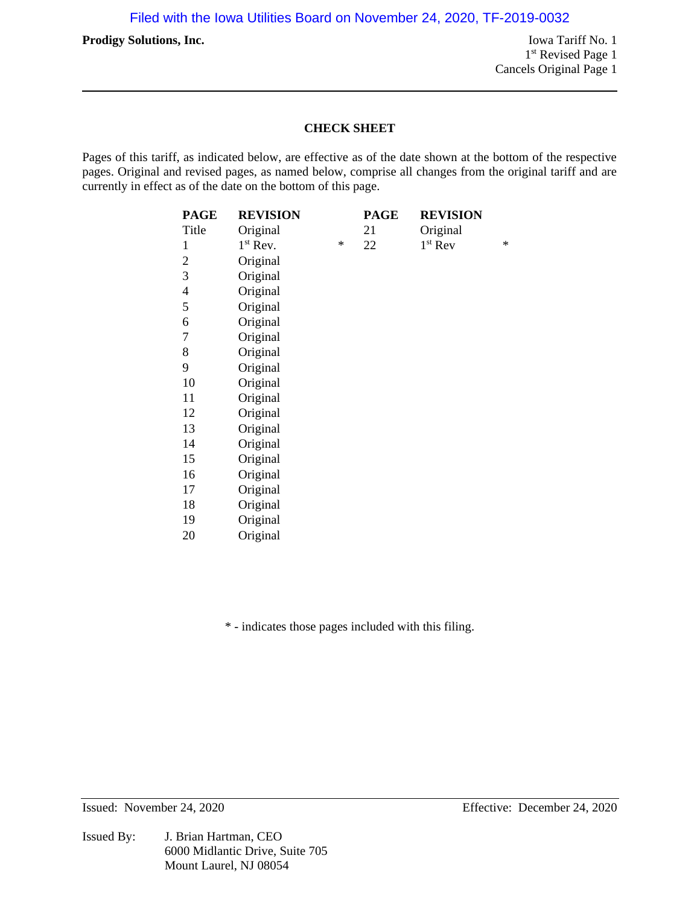Filed with the Iowa Utilities Board on November 24, 2020, TF-2019-0032

**Prodigy Solutions, Inc.**

Iowa Tariff No. 1
1st Revised Page 1
Cancels Original Page 1

## CHECK SHEET

Pages of this tariff, as indicated below, are effective as of the date shown at the bottom of the respective pages. Original and revised pages, as named below, comprise all changes from the original tariff and are currently in effect as of the date on the bottom of this page.

| PAGE | REVISION | | PAGE | REVISION | |
|---|---|---|---|---|---|
| Title | Original | | 21 | Original | |
| 1 | 1st Rev. | * | 22 | 1st Rev | * |
| 2 | Original | | | | |
| 3 | Original | | | | |
| 4 | Original | | | | |
| 5 | Original | | | | |
| 6 | Original | | | | |
| 7 | Original | | | | |
| 8 | Original | | | | |
| 9 | Original | | | | |
| 10 | Original | | | | |
| 11 | Original | | | | |
| 12 | Original | | | | |
| 13 | Original | | | | |
| 14 | Original | | | | |
| 15 | Original | | | | |
| 16 | Original | | | | |
| 17 | Original | | | | |
| 18 | Original | | | | |
| 19 | Original | | | | |
| 20 | Original | | | | |

* - indicates those pages included with this filing.

Issued: November 24, 2020

Effective: December 24, 2020

Issued By: J. Brian Hartman, CEO
6000 Midlantic Drive, Suite 705
Mount Laurel, NJ 08054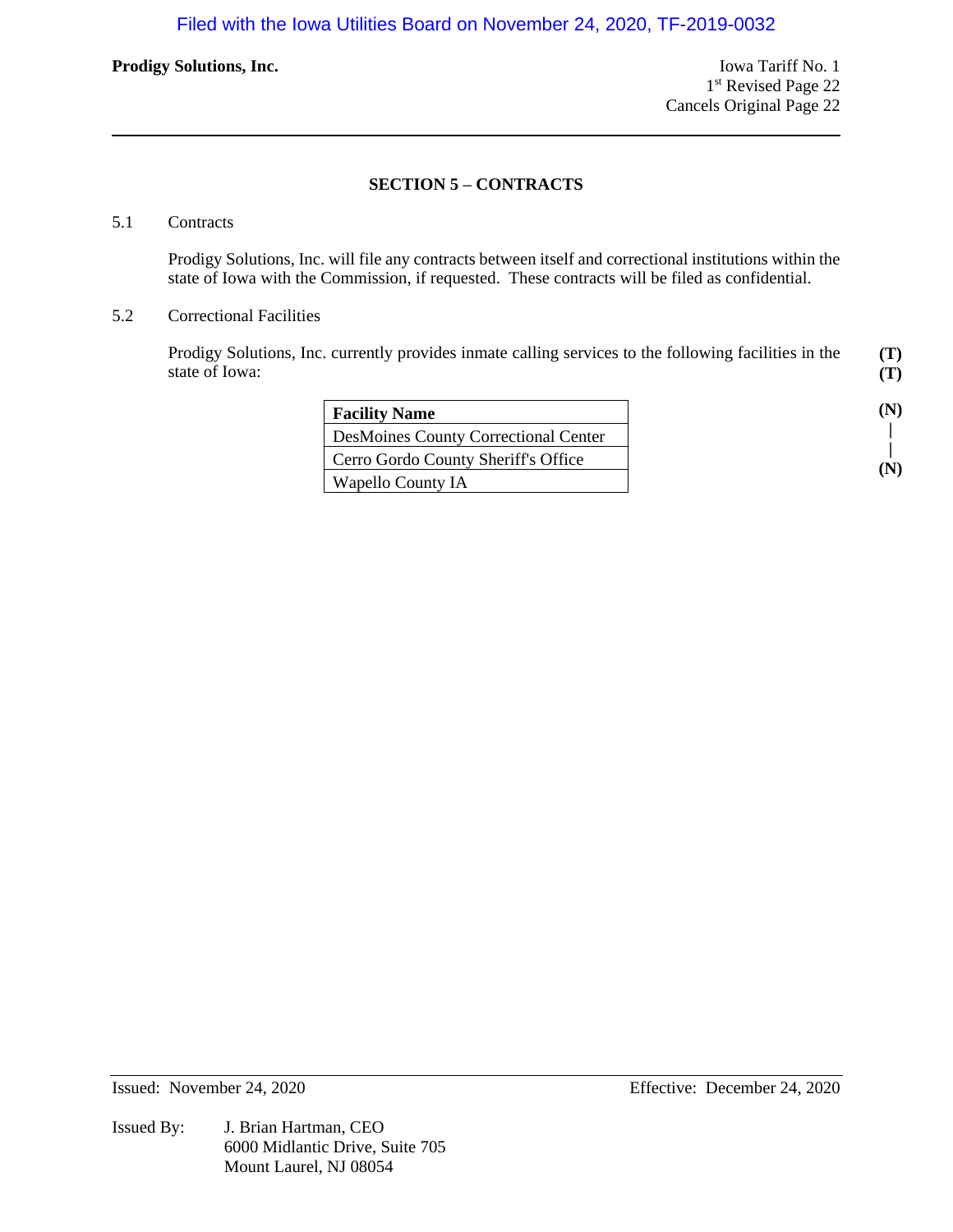Filed with the Iowa Utilities Board on November 24, 2020, TF-2019-0032

**Prodigy Solutions, Inc.**

Iowa Tariff No. 1
1st Revised Page 22
Cancels Original Page 22

## SECTION 5 – CONTRACTS

5.1 Contracts

Prodigy Solutions, Inc. will file any contracts between itself and correctional institutions within the state of Iowa with the Commission, if requested. These contracts will be filed as confidential.

5.2 Correctional Facilities

Prodigy Solutions, Inc. currently provides inmate calling services to the following facilities in the state of Iowa: **(T)** **(T)**

| Facility Name |
|---|
| DesMoines County Correctional Center |
| Cerro Gordo County Sheriff's Office |
| Wapello County IA |

**(N)**
|
|
**(N)**

Issued: November 24, 2020

Effective: December 24, 2020

Issued By: J. Brian Hartman, CEO
6000 Midlantic Drive, Suite 705
Mount Laurel, NJ 08054